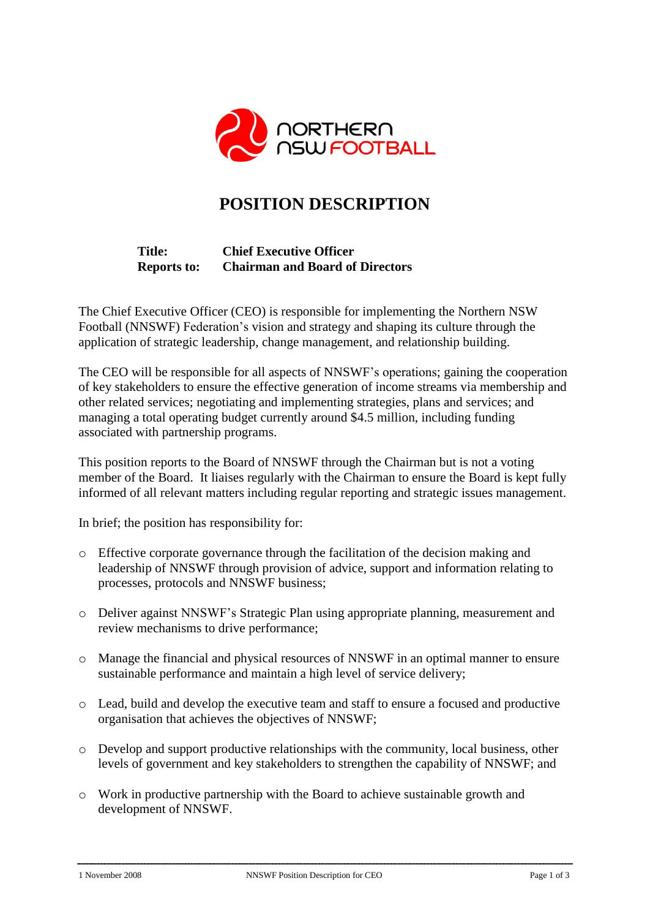NORTHERN NSW FOOTBALL

# POSITION DESCRIPTION

**Title:** **Chief Executive Officer**
**Reports to:** **Chairman and Board of Directors**

The Chief Executive Officer (CEO) is responsible for implementing the Northern NSW Football (NNSWF) Federation's vision and strategy and shaping its culture through the application of strategic leadership, change management, and relationship building.

The CEO will be responsible for all aspects of NNSWF's operations; gaining the cooperation of key stakeholders to ensure the effective generation of income streams via membership and other related services; negotiating and implementing strategies, plans and services; and managing a total operating budget currently around $4.5 million, including funding associated with partnership programs.

This position reports to the Board of NNSWF through the Chairman but is not a voting member of the Board. It liaises regularly with the Chairman to ensure the Board is kept fully informed of all relevant matters including regular reporting and strategic issues management.

In brief; the position has responsibility for:

- Effective corporate governance through the facilitation of the decision making and leadership of NNSWF through provision of advice, support and information relating to processes, protocols and NNSWF business;
- Deliver against NNSWF's Strategic Plan using appropriate planning, measurement and review mechanisms to drive performance;
- Manage the financial and physical resources of NNSWF in an optimal manner to ensure sustainable performance and maintain a high level of service delivery;
- Lead, build and develop the executive team and staff to ensure a focused and productive organisation that achieves the objectives of NNSWF;
- Develop and support productive relationships with the community, local business, other levels of government and key stakeholders to strengthen the capability of NNSWF; and
- Work in productive partnership with the Board to achieve sustainable growth and development of NNSWF.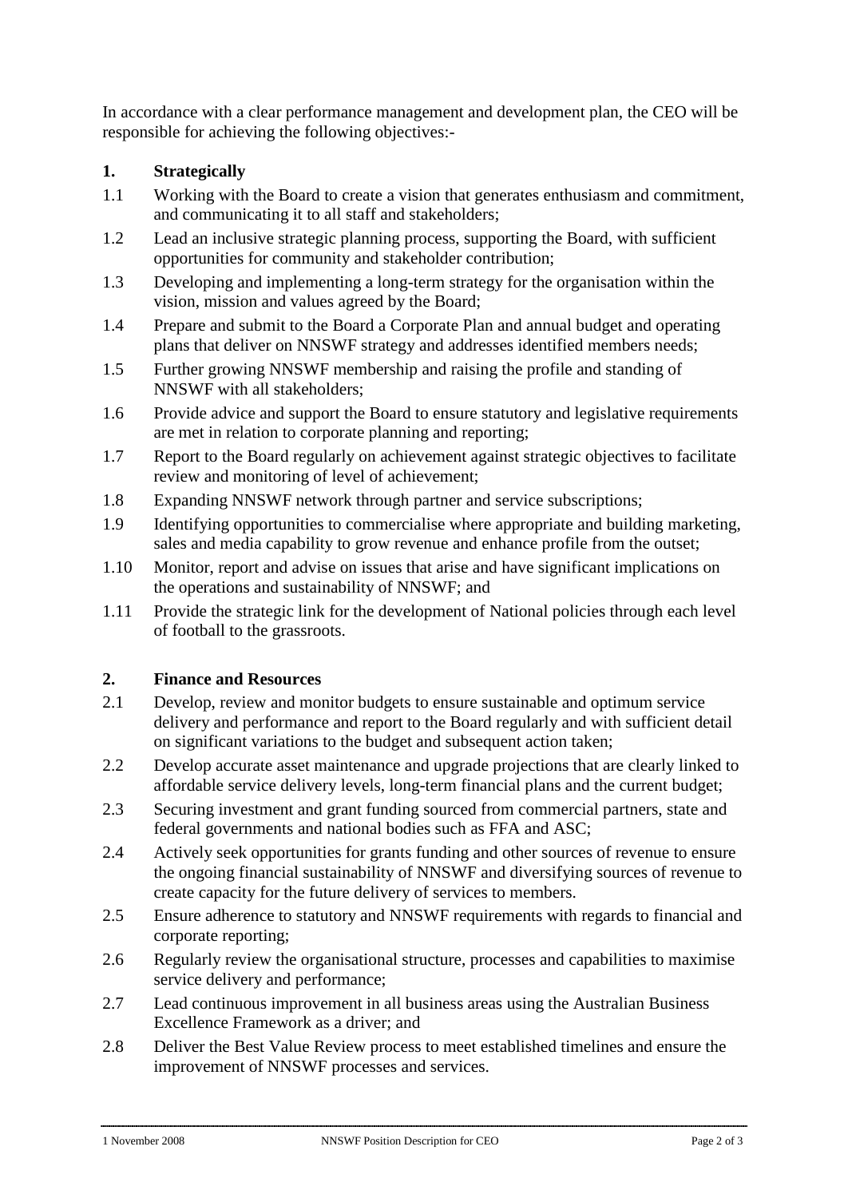In accordance with a clear performance management and development plan, the CEO will be responsible for achieving the following objectives:-

## 1. Strategically

1.1 Working with the Board to create a vision that generates enthusiasm and commitment, and communicating it to all staff and stakeholders;

1.2 Lead an inclusive strategic planning process, supporting the Board, with sufficient opportunities for community and stakeholder contribution;

1.3 Developing and implementing a long-term strategy for the organisation within the vision, mission and values agreed by the Board;

1.4 Prepare and submit to the Board a Corporate Plan and annual budget and operating plans that deliver on NNSWF strategy and addresses identified members needs;

1.5 Further growing NNSWF membership and raising the profile and standing of NNSWF with all stakeholders;

1.6 Provide advice and support the Board to ensure statutory and legislative requirements are met in relation to corporate planning and reporting;

1.7 Report to the Board regularly on achievement against strategic objectives to facilitate review and monitoring of level of achievement;

1.8 Expanding NNSWF network through partner and service subscriptions;

1.9 Identifying opportunities to commercialise where appropriate and building marketing, sales and media capability to grow revenue and enhance profile from the outset;

1.10 Monitor, report and advise on issues that arise and have significant implications on the operations and sustainability of NNSWF; and

1.11 Provide the strategic link for the development of National policies through each level of football to the grassroots.

## 2. Finance and Resources

2.1 Develop, review and monitor budgets to ensure sustainable and optimum service delivery and performance and report to the Board regularly and with sufficient detail on significant variations to the budget and subsequent action taken;

2.2 Develop accurate asset maintenance and upgrade projections that are clearly linked to affordable service delivery levels, long-term financial plans and the current budget;

2.3 Securing investment and grant funding sourced from commercial partners, state and federal governments and national bodies such as FFA and ASC;

2.4 Actively seek opportunities for grants funding and other sources of revenue to ensure the ongoing financial sustainability of NNSWF and diversifying sources of revenue to create capacity for the future delivery of services to members.

2.5 Ensure adherence to statutory and NNSWF requirements with regards to financial and corporate reporting;

2.6 Regularly review the organisational structure, processes and capabilities to maximise service delivery and performance;

2.7 Lead continuous improvement in all business areas using the Australian Business Excellence Framework as a driver; and

2.8 Deliver the Best Value Review process to meet established timelines and ensure the improvement of NNSWF processes and services.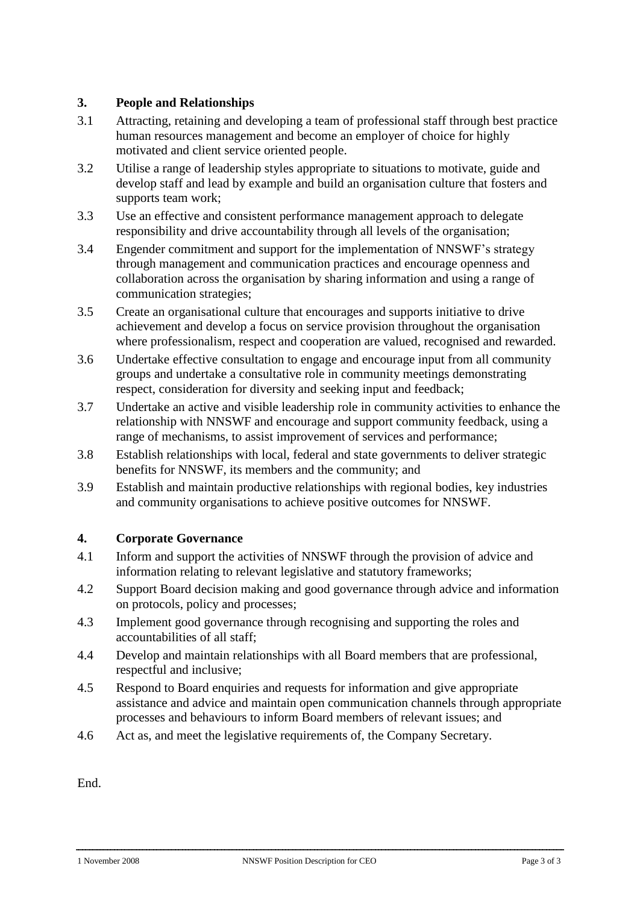## 3. People and Relationships

3.1 Attracting, retaining and developing a team of professional staff through best practice human resources management and become an employer of choice for highly motivated and client service oriented people.

3.2 Utilise a range of leadership styles appropriate to situations to motivate, guide and develop staff and lead by example and build an organisation culture that fosters and supports team work;

3.3 Use an effective and consistent performance management approach to delegate responsibility and drive accountability through all levels of the organisation;

3.4 Engender commitment and support for the implementation of NNSWF's strategy through management and communication practices and encourage openness and collaboration across the organisation by sharing information and using a range of communication strategies;

3.5 Create an organisational culture that encourages and supports initiative to drive achievement and develop a focus on service provision throughout the organisation where professionalism, respect and cooperation are valued, recognised and rewarded.

3.6 Undertake effective consultation to engage and encourage input from all community groups and undertake a consultative role in community meetings demonstrating respect, consideration for diversity and seeking input and feedback;

3.7 Undertake an active and visible leadership role in community activities to enhance the relationship with NNSWF and encourage and support community feedback, using a range of mechanisms, to assist improvement of services and performance;

3.8 Establish relationships with local, federal and state governments to deliver strategic benefits for NNSWF, its members and the community; and

3.9 Establish and maintain productive relationships with regional bodies, key industries and community organisations to achieve positive outcomes for NNSWF.

## 4. Corporate Governance

4.1 Inform and support the activities of NNSWF through the provision of advice and information relating to relevant legislative and statutory frameworks;

4.2 Support Board decision making and good governance through advice and information on protocols, policy and processes;

4.3 Implement good governance through recognising and supporting the roles and accountabilities of all staff;

4.4 Develop and maintain relationships with all Board members that are professional, respectful and inclusive;

4.5 Respond to Board enquiries and requests for information and give appropriate assistance and advice and maintain open communication channels through appropriate processes and behaviours to inform Board members of relevant issues; and

4.6 Act as, and meet the legislative requirements of, the Company Secretary.

End.